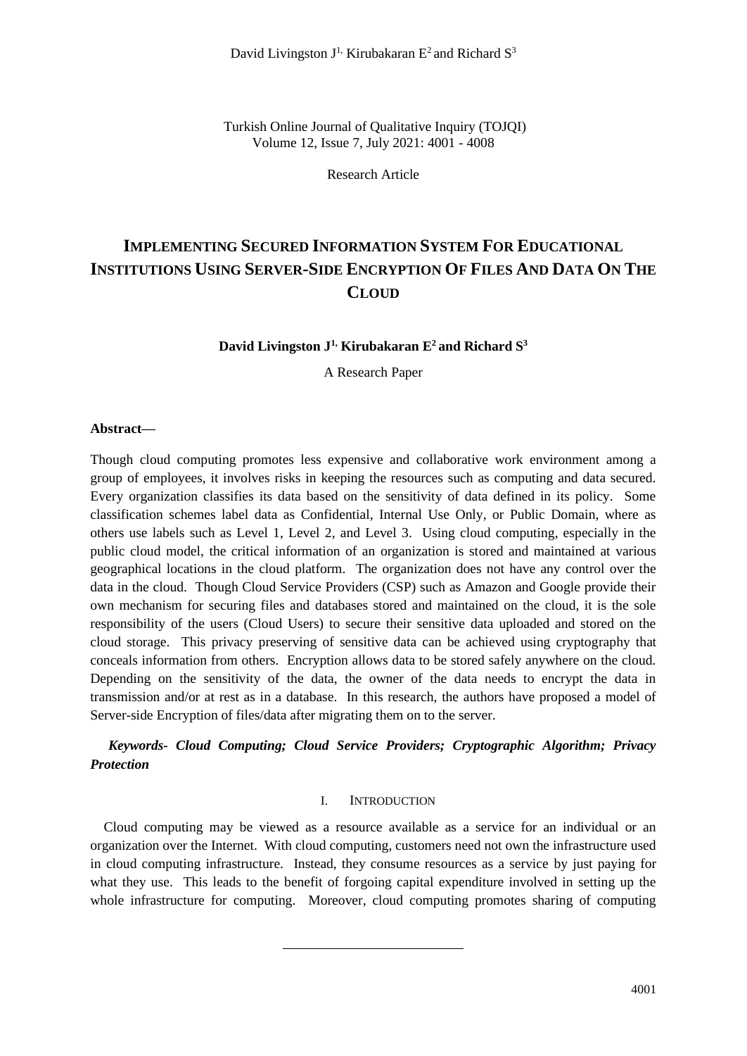# Implementing Secured Information System For Educational Institutions Using Server-Side Encryption Of Files And Data On The Cloud

**David Livingston J[1], Kirubakaran E[2] and Richard S[3]**

A Research Paper

**Abstract—**

Though cloud computing promotes less expensive and collaborative work environment among a group of employees, it involves risks in keeping the resources such as computing and data secured. Every organization classifies its data based on the sensitivity of data defined in its policy. Some classification schemes label data as Confidential, Internal Use Only, or Public Domain, where as others use labels such as Level 1, Level 2, and Level 3. Using cloud computing, especially in the public cloud model, the critical information of an organization is stored and maintained at various geographical locations in the cloud platform. The organization does not have any control over the data in the cloud. Though Cloud Service Providers (CSP) such as Amazon and Google provide their own mechanism for securing files and databases stored and maintained on the cloud, it is the sole responsibility of the users (Cloud Users) to secure their sensitive data uploaded and stored on the cloud storage. This privacy preserving of sensitive data can be achieved using cryptography that conceals information from others. Encryption allows data to be stored safely anywhere on the cloud. Depending on the sensitivity of the data, the owner of the data needs to encrypt the data in transmission and/or at rest as in a database. In this research, the authors have proposed a model of Server-side Encryption of files/data after migrating them on to the server.

***Keywords- Cloud Computing; Cloud Service Providers; Cryptographic Algorithm; Privacy Protection***

## I. Introduction

Cloud computing may be viewed as a resource available as a service for an individual or an organization over the Internet. With cloud computing, customers need not own the infrastructure used in cloud computing infrastructure. Instead, they consume resources as a service by just paying for what they use. This leads to the benefit of forgoing capital expenditure involved in setting up the whole infrastructure for computing. Moreover, cloud computing promotes sharing of computing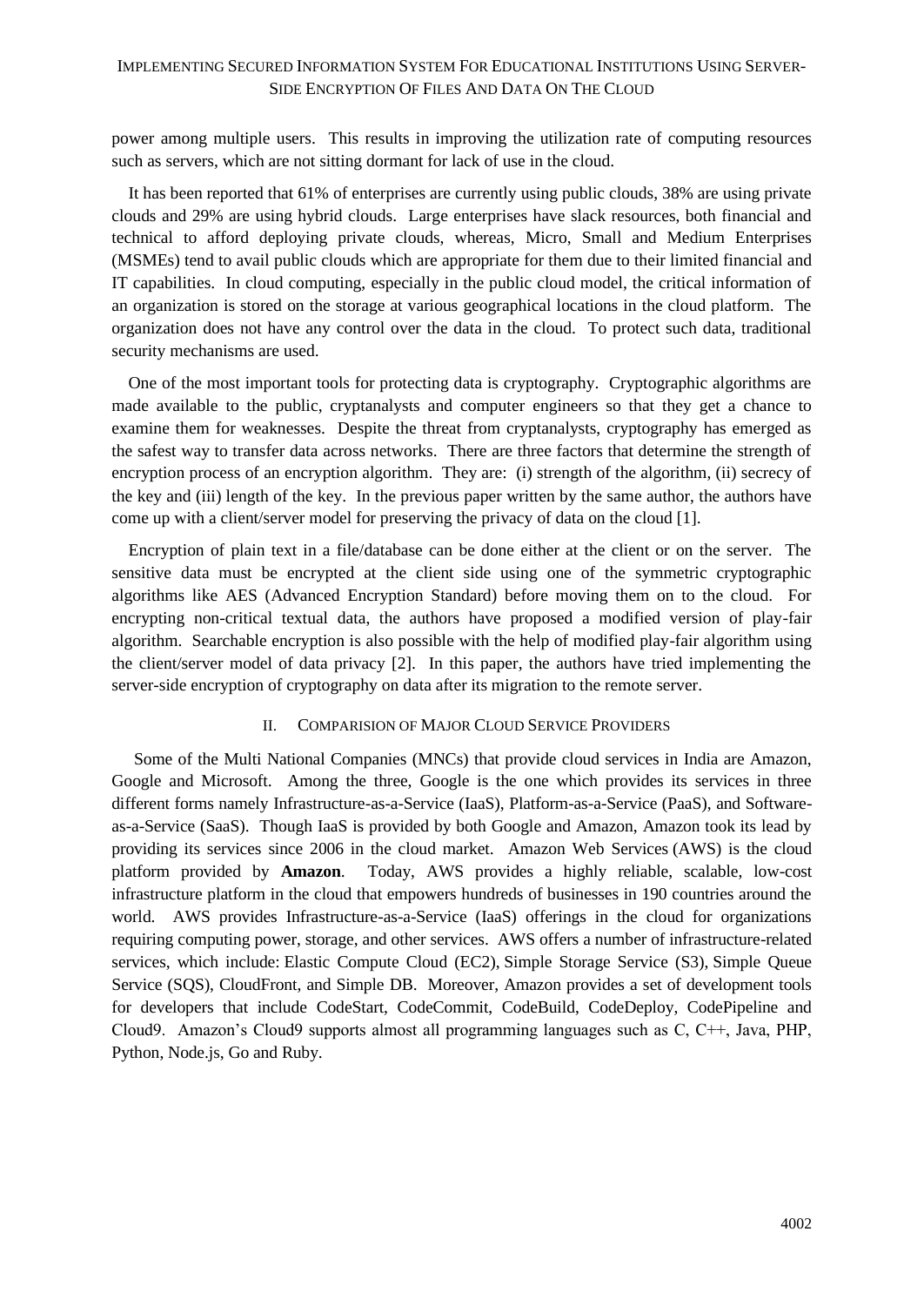power among multiple users. This results in improving the utilization rate of computing resources such as servers, which are not sitting dormant for lack of use in the cloud.

It has been reported that 61% of enterprises are currently using public clouds, 38% are using private clouds and 29% are using hybrid clouds. Large enterprises have slack resources, both financial and technical to afford deploying private clouds, whereas, Micro, Small and Medium Enterprises (MSMEs) tend to avail public clouds which are appropriate for them due to their limited financial and IT capabilities. In cloud computing, especially in the public cloud model, the critical information of an organization is stored on the storage at various geographical locations in the cloud platform. The organization does not have any control over the data in the cloud. To protect such data, traditional security mechanisms are used.

One of the most important tools for protecting data is cryptography. Cryptographic algorithms are made available to the public, cryptanalysts and computer engineers so that they get a chance to examine them for weaknesses. Despite the threat from cryptanalysts, cryptography has emerged as the safest way to transfer data across networks. There are three factors that determine the strength of encryption process of an encryption algorithm. They are: (i) strength of the algorithm, (ii) secrecy of the key and (iii) length of the key. In the previous paper written by the same author, the authors have come up with a client/server model for preserving the privacy of data on the cloud [1].

Encryption of plain text in a file/database can be done either at the client or on the server. The sensitive data must be encrypted at the client side using one of the symmetric cryptographic algorithms like AES (Advanced Encryption Standard) before moving them on to the cloud. For encrypting non-critical textual data, the authors have proposed a modified version of play-fair algorithm. Searchable encryption is also possible with the help of modified play-fair algorithm using the client/server model of data privacy [2]. In this paper, the authors have tried implementing the server-side encryption of cryptography on data after its migration to the remote server.

## II. COMPARISION OF MAJOR CLOUD SERVICE PROVIDERS

Some of the Multi National Companies (MNCs) that provide cloud services in India are Amazon, Google and Microsoft. Among the three, Google is the one which provides its services in three different forms namely Infrastructure-as-a-Service (IaaS), Platform-as-a-Service (PaaS), and Software-as-a-Service (SaaS). Though IaaS is provided by both Google and Amazon, Amazon took its lead by providing its services since 2006 in the cloud market. Amazon Web Services (AWS) is the cloud platform provided by **Amazon**. Today, AWS provides a highly reliable, scalable, low-cost infrastructure platform in the cloud that empowers hundreds of businesses in 190 countries around the world. AWS provides Infrastructure-as-a-Service (IaaS) offerings in the cloud for organizations requiring computing power, storage, and other services. AWS offers a number of infrastructure-related services, which include: Elastic Compute Cloud (EC2), Simple Storage Service (S3), Simple Queue Service (SQS), CloudFront, and Simple DB. Moreover, Amazon provides a set of development tools for developers that include CodeStart, CodeCommit, CodeBuild, CodeDeploy, CodePipeline and Cloud9. Amazon's Cloud9 supports almost all programming languages such as C, C++, Java, PHP, Python, Node.js, Go and Ruby.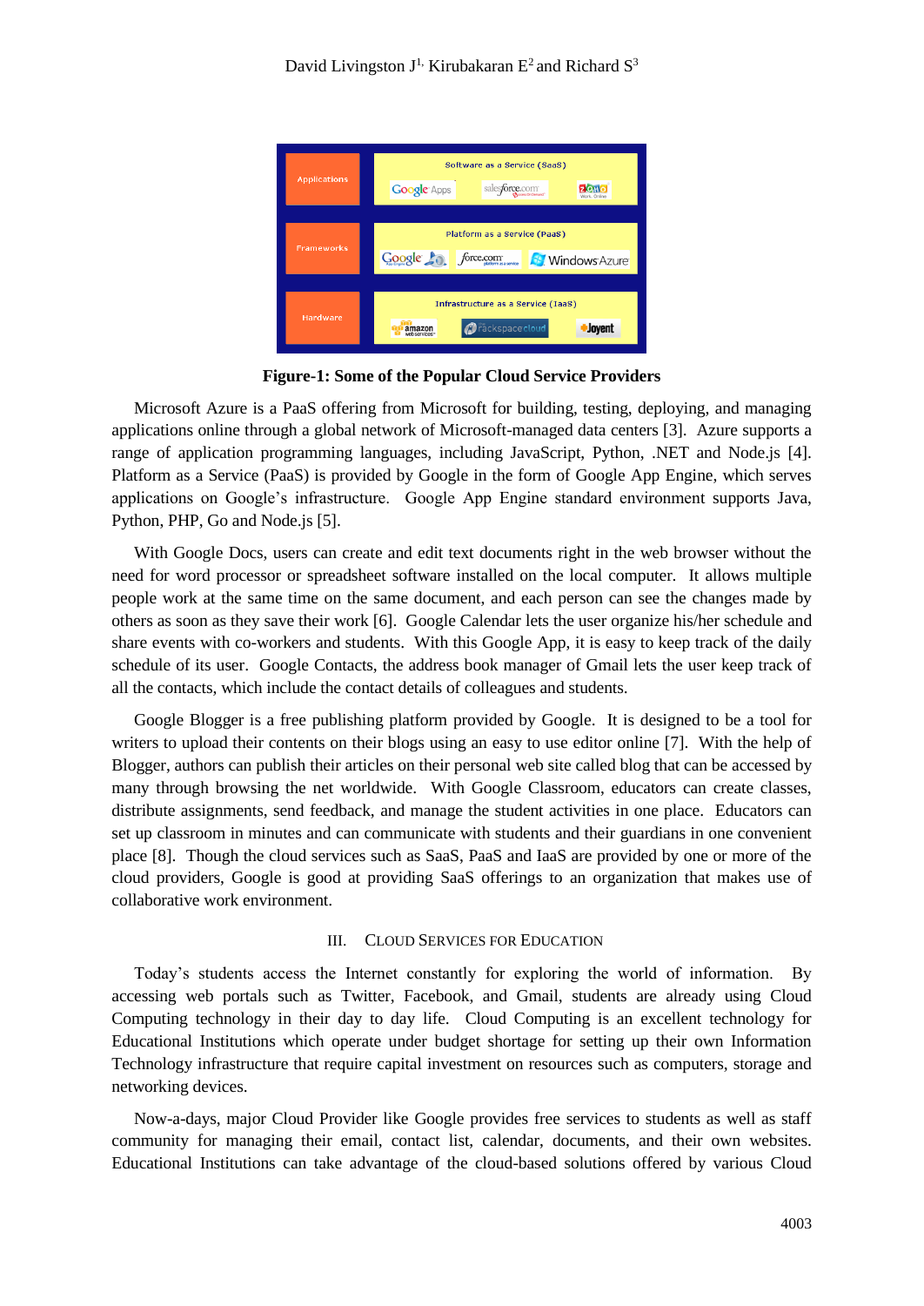**Figure-1: Some of the Popular Cloud Service Providers**

Microsoft Azure is a PaaS offering from Microsoft for building, testing, deploying, and managing applications online through a global network of Microsoft-managed data centers [3]. Azure supports a range of application programming languages, including JavaScript, Python, .NET and Node.js [4]. Platform as a Service (PaaS) is provided by Google in the form of Google App Engine, which serves applications on Google's infrastructure. Google App Engine standard environment supports Java, Python, PHP, Go and Node.js [5].

With Google Docs, users can create and edit text documents right in the web browser without the need for word processor or spreadsheet software installed on the local computer. It allows multiple people work at the same time on the same document, and each person can see the changes made by others as soon as they save their work [6]. Google Calendar lets the user organize his/her schedule and share events with co-workers and students. With this Google App, it is easy to keep track of the daily schedule of its user. Google Contacts, the address book manager of Gmail lets the user keep track of all the contacts, which include the contact details of colleagues and students.

Google Blogger is a free publishing platform provided by Google. It is designed to be a tool for writers to upload their contents on their blogs using an easy to use editor online [7]. With the help of Blogger, authors can publish their articles on their personal web site called blog that can be accessed by many through browsing the net worldwide. With Google Classroom, educators can create classes, distribute assignments, send feedback, and manage the student activities in one place. Educators can set up classroom in minutes and can communicate with students and their guardians in one convenient place [8]. Though the cloud services such as SaaS, PaaS and IaaS are provided by one or more of the cloud providers, Google is good at providing SaaS offerings to an organization that makes use of collaborative work environment.

## III. CLOUD SERVICES FOR EDUCATION

Today's students access the Internet constantly for exploring the world of information. By accessing web portals such as Twitter, Facebook, and Gmail, students are already using Cloud Computing technology in their day to day life. Cloud Computing is an excellent technology for Educational Institutions which operate under budget shortage for setting up their own Information Technology infrastructure that require capital investment on resources such as computers, storage and networking devices.

Now-a-days, major Cloud Provider like Google provides free services to students as well as staff community for managing their email, contact list, calendar, documents, and their own websites. Educational Institutions can take advantage of the cloud-based solutions offered by various Cloud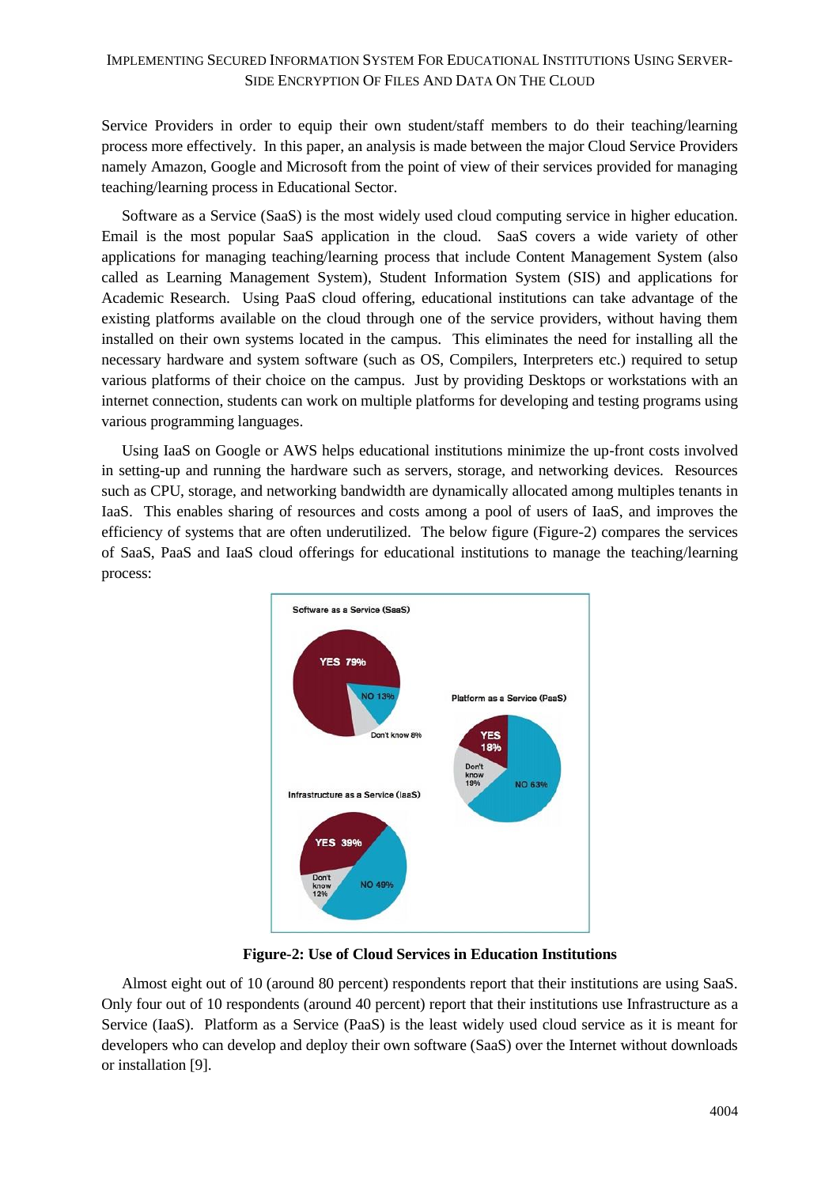Service Providers in order to equip their own student/staff members to do their teaching/learning process more effectively. In this paper, an analysis is made between the major Cloud Service Providers namely Amazon, Google and Microsoft from the point of view of their services provided for managing teaching/learning process in Educational Sector.

Software as a Service (SaaS) is the most widely used cloud computing service in higher education. Email is the most popular SaaS application in the cloud. SaaS covers a wide variety of other applications for managing teaching/learning process that include Content Management System (also called as Learning Management System), Student Information System (SIS) and applications for Academic Research. Using PaaS cloud offering, educational institutions can take advantage of the existing platforms available on the cloud through one of the service providers, without having them installed on their own systems located in the campus. This eliminates the need for installing all the necessary hardware and system software (such as OS, Compilers, Interpreters etc.) required to setup various platforms of their choice on the campus. Just by providing Desktops or workstations with an internet connection, students can work on multiple platforms for developing and testing programs using various programming languages.

Using IaaS on Google or AWS helps educational institutions minimize the up-front costs involved in setting-up and running the hardware such as servers, storage, and networking devices. Resources such as CPU, storage, and networking bandwidth are dynamically allocated among multiples tenants in IaaS. This enables sharing of resources and costs among a pool of users of IaaS, and improves the efficiency of systems that are often underutilized. The below figure (Figure-2) compares the services of SaaS, PaaS and IaaS cloud offerings for educational institutions to manage the teaching/learning process:

**Figure-2: Use of Cloud Services in Education Institutions**

Almost eight out of 10 (around 80 percent) respondents report that their institutions are using SaaS. Only four out of 10 respondents (around 40 percent) report that their institutions use Infrastructure as a Service (IaaS). Platform as a Service (PaaS) is the least widely used cloud service as it is meant for developers who can develop and deploy their own software (SaaS) over the Internet without downloads or installation [9].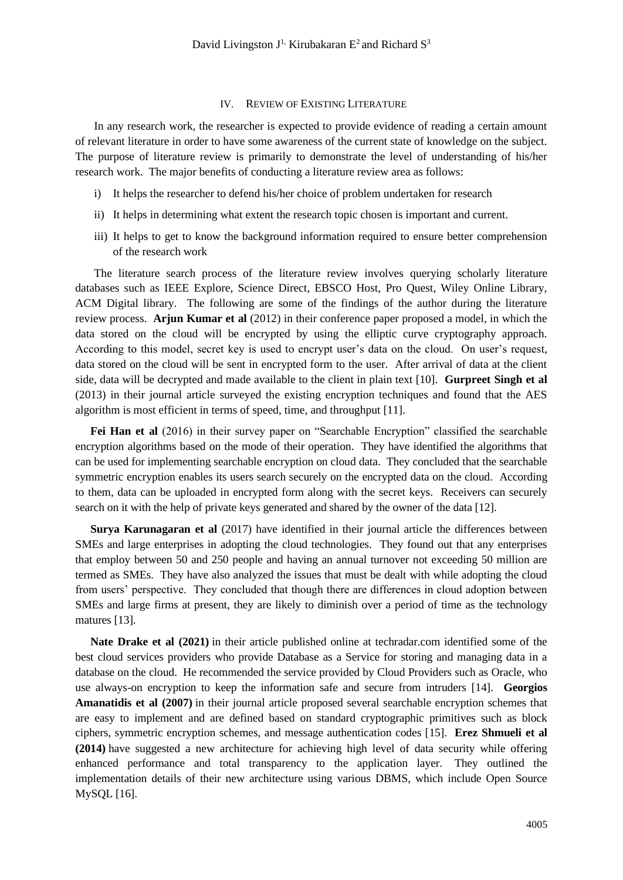## IV. Review of Existing Literature

In any research work, the researcher is expected to provide evidence of reading a certain amount of relevant literature in order to have some awareness of the current state of knowledge on the subject. The purpose of literature review is primarily to demonstrate the level of understanding of his/her research work. The major benefits of conducting a literature review area as follows:

i) It helps the researcher to defend his/her choice of problem undertaken for research

ii) It helps in determining what extent the research topic chosen is important and current.

iii) It helps to get to know the background information required to ensure better comprehension of the research work

The literature search process of the literature review involves querying scholarly literature databases such as IEEE Explore, Science Direct, EBSCO Host, Pro Quest, Wiley Online Library, ACM Digital library. The following are some of the findings of the author during the literature review process. **Arjun Kumar et al** (2012) in their conference paper proposed a model, in which the data stored on the cloud will be encrypted by using the elliptic curve cryptography approach. According to this model, secret key is used to encrypt user's data on the cloud. On user's request, data stored on the cloud will be sent in encrypted form to the user. After arrival of data at the client side, data will be decrypted and made available to the client in plain text [10]. **Gurpreet Singh et al** (2013) in their journal article surveyed the existing encryption techniques and found that the AES algorithm is most efficient in terms of speed, time, and throughput [11].

**Fei Han et al** (2016) in their survey paper on "Searchable Encryption" classified the searchable encryption algorithms based on the mode of their operation. They have identified the algorithms that can be used for implementing searchable encryption on cloud data. They concluded that the searchable symmetric encryption enables its users search securely on the encrypted data on the cloud. According to them, data can be uploaded in encrypted form along with the secret keys. Receivers can securely search on it with the help of private keys generated and shared by the owner of the data [12].

**Surya Karunagaran et al** (2017) have identified in their journal article the differences between SMEs and large enterprises in adopting the cloud technologies. They found out that any enterprises that employ between 50 and 250 people and having an annual turnover not exceeding 50 million are termed as SMEs. They have also analyzed the issues that must be dealt with while adopting the cloud from users' perspective. They concluded that though there are differences in cloud adoption between SMEs and large firms at present, they are likely to diminish over a period of time as the technology matures [13].

**Nate Drake et al (2021)** in their article published online at techradar.com identified some of the best cloud services providers who provide Database as a Service for storing and managing data in a database on the cloud. He recommended the service provided by Cloud Providers such as Oracle, who use always-on encryption to keep the information safe and secure from intruders [14]. **Georgios Amanatidis et al (2007)** in their journal article proposed several searchable encryption schemes that are easy to implement and are defined based on standard cryptographic primitives such as block ciphers, symmetric encryption schemes, and message authentication codes [15]. **Erez Shmueli et al (2014)** have suggested a new architecture for achieving high level of data security while offering enhanced performance and total transparency to the application layer. They outlined the implementation details of their new architecture using various DBMS, which include Open Source MySQL [16].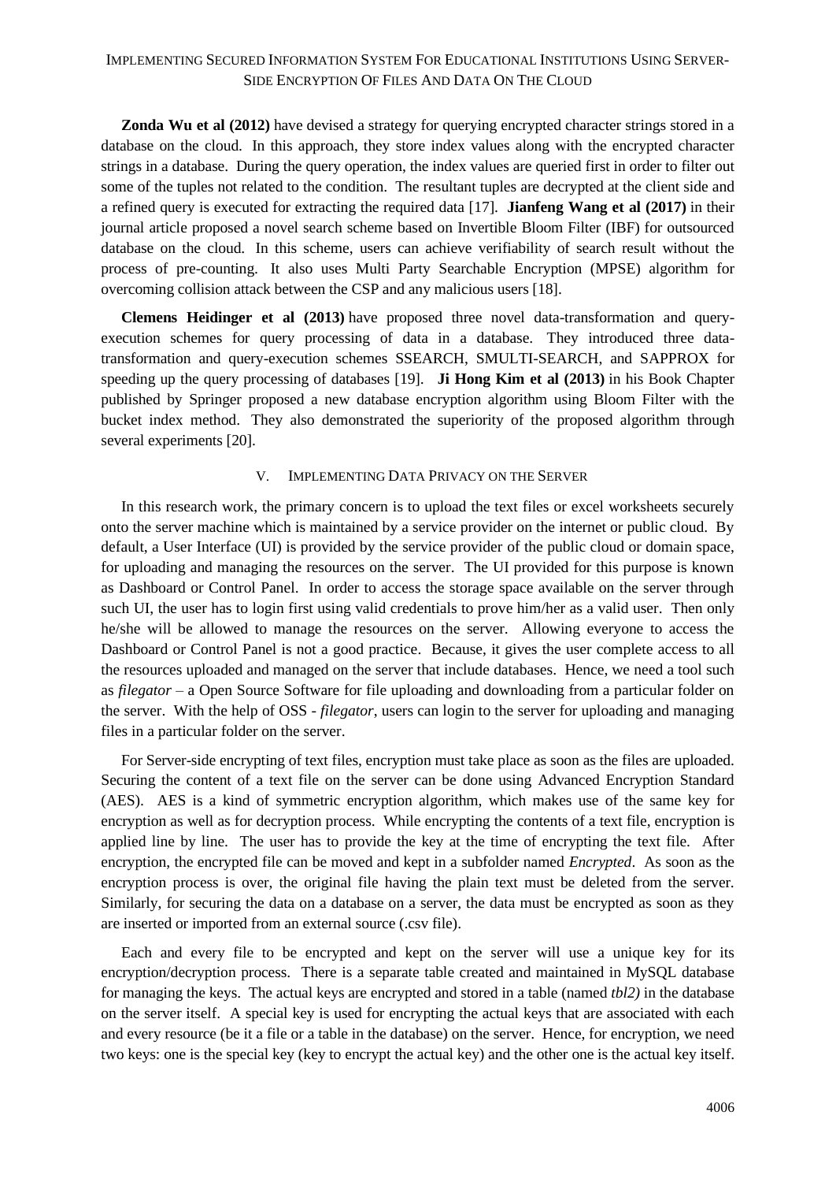**Zonda Wu et al (2012)** have devised a strategy for querying encrypted character strings stored in a database on the cloud. In this approach, they store index values along with the encrypted character strings in a database. During the query operation, the index values are queried first in order to filter out some of the tuples not related to the condition. The resultant tuples are decrypted at the client side and a refined query is executed for extracting the required data [17]. **Jianfeng Wang et al (2017)** in their journal article proposed a novel search scheme based on Invertible Bloom Filter (IBF) for outsourced database on the cloud. In this scheme, users can achieve verifiability of search result without the process of pre-counting. It also uses Multi Party Searchable Encryption (MPSE) algorithm for overcoming collision attack between the CSP and any malicious users [18].

**Clemens Heidinger et al (2013)** have proposed three novel data-transformation and query-execution schemes for query processing of data in a database. They introduced three data-transformation and query-execution schemes SSEARCH, SMULTI-SEARCH, and SAPPROX for speeding up the query processing of databases [19]. **Ji Hong Kim et al (2013)** in his Book Chapter published by Springer proposed a new database encryption algorithm using Bloom Filter with the bucket index method. They also demonstrated the superiority of the proposed algorithm through several experiments [20].

## V. Implementing Data Privacy on the Server

In this research work, the primary concern is to upload the text files or excel worksheets securely onto the server machine which is maintained by a service provider on the internet or public cloud. By default, a User Interface (UI) is provided by the service provider of the public cloud or domain space, for uploading and managing the resources on the server. The UI provided for this purpose is known as Dashboard or Control Panel. In order to access the storage space available on the server through such UI, the user has to login first using valid credentials to prove him/her as a valid user. Then only he/she will be allowed to manage the resources on the server. Allowing everyone to access the Dashboard or Control Panel is not a good practice. Because, it gives the user complete access to all the resources uploaded and managed on the server that include databases. Hence, we need a tool such as *filegator* – a Open Source Software for file uploading and downloading from a particular folder on the server. With the help of OSS - *filegator*, users can login to the server for uploading and managing files in a particular folder on the server.

For Server-side encrypting of text files, encryption must take place as soon as the files are uploaded. Securing the content of a text file on the server can be done using Advanced Encryption Standard (AES). AES is a kind of symmetric encryption algorithm, which makes use of the same key for encryption as well as for decryption process. While encrypting the contents of a text file, encryption is applied line by line. The user has to provide the key at the time of encrypting the text file. After encryption, the encrypted file can be moved and kept in a subfolder named *Encrypted*. As soon as the encryption process is over, the original file having the plain text must be deleted from the server. Similarly, for securing the data on a database on a server, the data must be encrypted as soon as they are inserted or imported from an external source (.csv file).

Each and every file to be encrypted and kept on the server will use a unique key for its encryption/decryption process. There is a separate table created and maintained in MySQL database for managing the keys. The actual keys are encrypted and stored in a table (named *tbl2)* in the database on the server itself. A special key is used for encrypting the actual keys that are associated with each and every resource (be it a file or a table in the database) on the server. Hence, for encryption, we need two keys: one is the special key (key to encrypt the actual key) and the other one is the actual key itself.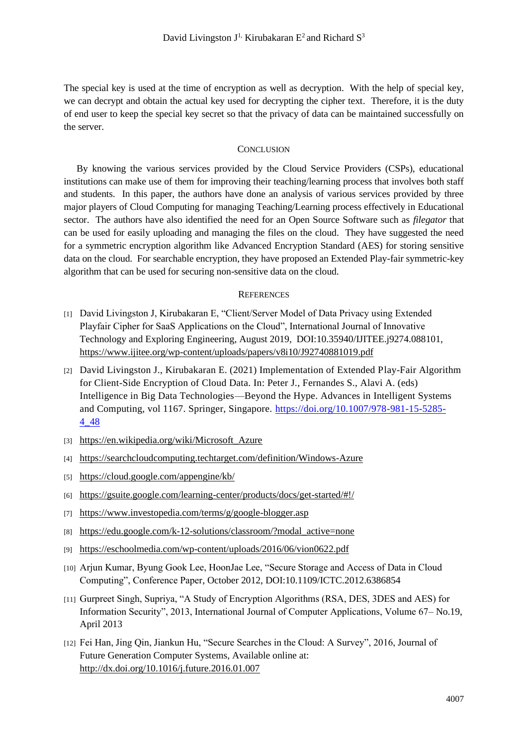The special key is used at the time of encryption as well as decryption. With the help of special key, we can decrypt and obtain the actual key used for decrypting the cipher text. Therefore, it is the duty of end user to keep the special key secret so that the privacy of data can be maintained successfully on the server.

## CONCLUSION

By knowing the various services provided by the Cloud Service Providers (CSPs), educational institutions can make use of them for improving their teaching/learning process that involves both staff and students. In this paper, the authors have done an analysis of various services provided by three major players of Cloud Computing for managing Teaching/Learning process effectively in Educational sector. The authors have also identified the need for an Open Source Software such as *filegator* that can be used for easily uploading and managing the files on the cloud. They have suggested the need for a symmetric encryption algorithm like Advanced Encryption Standard (AES) for storing sensitive data on the cloud. For searchable encryption, they have proposed an Extended Play-fair symmetric-key algorithm that can be used for securing non-sensitive data on the cloud.

## REFERENCES

[1] David Livingston J, Kirubakaran E, "Client/Server Model of Data Privacy using Extended Playfair Cipher for SaaS Applications on the Cloud", International Journal of Innovative Technology and Exploring Engineering, August 2019, DOI:10.35940/IJITEE.j9274.088101, https://www.ijitee.org/wp-content/uploads/papers/v8i10/J92740881019.pdf

[2] David Livingston J., Kirubakaran E. (2021) Implementation of Extended Play-Fair Algorithm for Client-Side Encryption of Cloud Data. In: Peter J., Fernandes S., Alavi A. (eds) Intelligence in Big Data Technologies—Beyond the Hype. Advances in Intelligent Systems and Computing, vol 1167. Springer, Singapore. https://doi.org/10.1007/978-981-15-5285-4_48

[3] https://en.wikipedia.org/wiki/Microsoft_Azure

[4] https://searchcloudcomputing.techtarget.com/definition/Windows-Azure

[5] https://cloud.google.com/appengine/kb/

[6] https://gsuite.google.com/learning-center/products/docs/get-started/#!/

[7] https://www.investopedia.com/terms/g/google-blogger.asp

[8] https://edu.google.com/k-12-solutions/classroom/?modal_active=none

[9] https://eschoolmedia.com/wp-content/uploads/2016/06/vion0622.pdf

[10] Arjun Kumar, Byung Gook Lee, HoonJae Lee, "Secure Storage and Access of Data in Cloud Computing", Conference Paper, October 2012, DOI:10.1109/ICTC.2012.6386854

[11] Gurpreet Singh, Supriya, "A Study of Encryption Algorithms (RSA, DES, 3DES and AES) for Information Security", 2013, International Journal of Computer Applications, Volume 67– No.19, April 2013

[12] Fei Han, Jing Qin, Jiankun Hu, "Secure Searches in the Cloud: A Survey", 2016, Journal of Future Generation Computer Systems, Available online at: http://dx.doi.org/10.1016/j.future.2016.01.007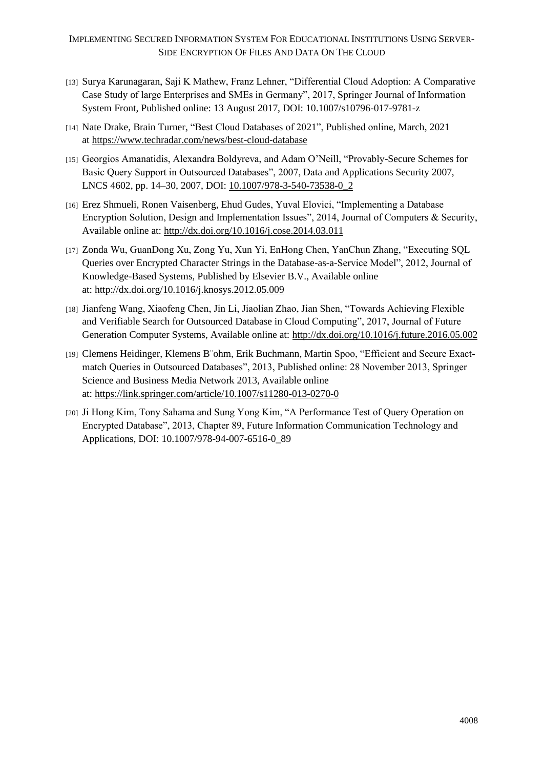[13] Surya Karunagaran, Saji K Mathew, Franz Lehner, "Differential Cloud Adoption: A Comparative Case Study of large Enterprises and SMEs in Germany", 2017, Springer Journal of Information System Front, Published online: 13 August 2017, DOI: 10.1007/s10796-017-9781-z

[14] Nate Drake, Brain Turner, "Best Cloud Databases of 2021", Published online, March, 2021 at https://www.techradar.com/news/best-cloud-database

[15] Georgios Amanatidis, Alexandra Boldyreva, and Adam O'Neill, "Provably-Secure Schemes for Basic Query Support in Outsourced Databases", 2007, Data and Applications Security 2007, LNCS 4602, pp. 14–30, 2007, DOI: 10.1007/978-3-540-73538-0_2

[16] Erez Shmueli, Ronen Vaisenberg, Ehud Gudes, Yuval Elovici, "Implementing a Database Encryption Solution, Design and Implementation Issues", 2014, Journal of Computers & Security, Available online at: http://dx.doi.org/10.1016/j.cose.2014.03.011

[17] Zonda Wu, GuanDong Xu, Zong Yu, Xun Yi, EnHong Chen, YanChun Zhang, "Executing SQL Queries over Encrypted Character Strings in the Database-as-a-Service Model", 2012, Journal of Knowledge-Based Systems, Published by Elsevier B.V., Available online at: http://dx.doi.org/10.1016/j.knosys.2012.05.009

[18] Jianfeng Wang, Xiaofeng Chen, Jin Li, Jiaolian Zhao, Jian Shen, "Towards Achieving Flexible and Verifiable Search for Outsourced Database in Cloud Computing", 2017, Journal of Future Generation Computer Systems, Available online at: http://dx.doi.org/10.1016/j.future.2016.05.002

[19] Clemens Heidinger, Klemens B¨ohm, Erik Buchmann, Martin Spoo, "Efficient and Secure Exact-match Queries in Outsourced Databases", 2013, Published online: 28 November 2013, Springer Science and Business Media Network 2013, Available online at: https://link.springer.com/article/10.1007/s11280-013-0270-0

[20] Ji Hong Kim, Tony Sahama and Sung Yong Kim, "A Performance Test of Query Operation on Encrypted Database", 2013, Chapter 89, Future Information Communication Technology and Applications, DOI: 10.1007/978-94-007-6516-0_89